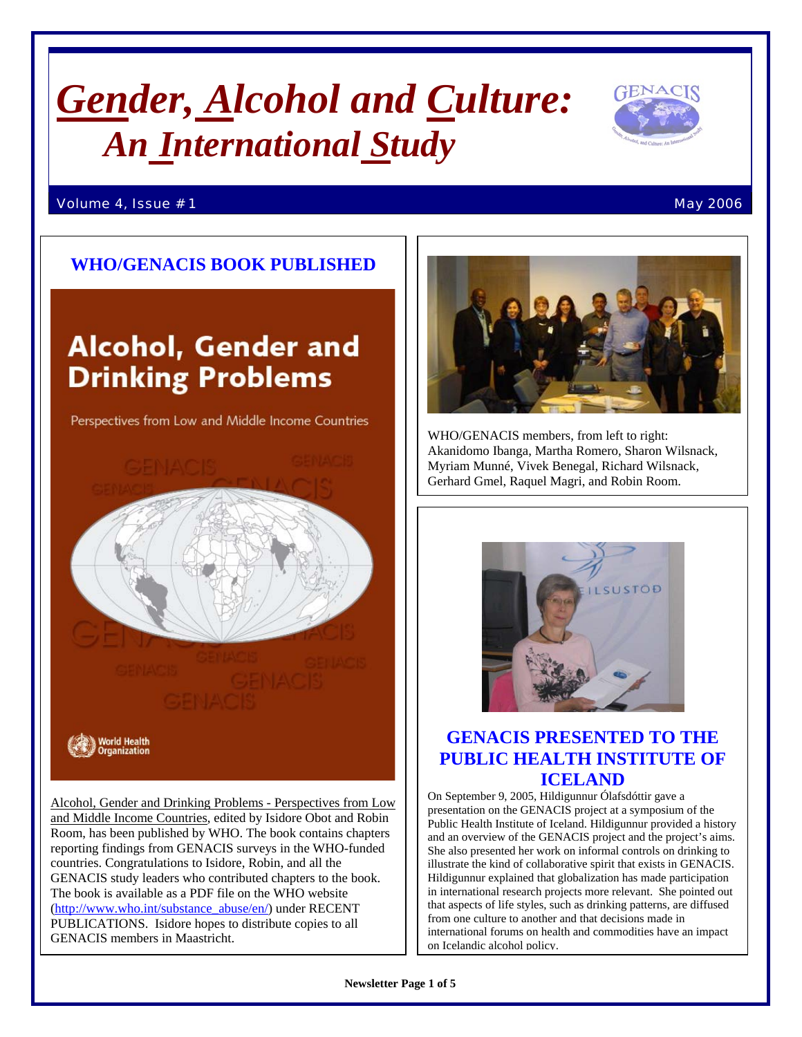# *Gender, Alcohol and Culture: An International Study*

Volume 4, Issue #1 — May 2006

## WHO/GENACIS BOOK PUBLISHED

Alcohol, Gender and Drinking Problems - Perspectives from Low and Middle Income Countries, edited by Isidore Obot and Robin Room, has been published by WHO. The book contains chapters reporting findings from GENACIS surveys in the WHO-funded countries. Congratulations to Isidore, Robin, and all the GENACIS study leaders who contributed chapters to the book. The book is available as a PDF file on the WHO website (http://www.who.int/substance_abuse/en/) under RECENT PUBLICATIONS. Isidore hopes to distribute copies to all GENACIS members in Maastricht.

WHO/GENACIS members, from left to right: Akanidomo Ibanga, Martha Romero, Sharon Wilsnack, Myriam Munné, Vivek Benegal, Richard Wilsnack, Gerhard Gmel, Raquel Magri, and Robin Room.

## GENACIS PRESENTED TO THE PUBLIC HEALTH INSTITUTE OF ICELAND

On September 9, 2005, Hildigunnur Ólafsdóttir gave a presentation on the GENACIS project at a symposium of the Public Health Institute of Iceland. Hildigunnur provided a history and an overview of the GENACIS project and the project's aims. She also presented her work on informal controls on drinking to illustrate the kind of collaborative spirit that exists in GENACIS. Hildigunnur explained that globalization has made participation in international research projects more relevant. She pointed out that aspects of life styles, such as drinking patterns, are diffused from one culture to another and that decisions made in international forums on health and commodities have an impact on Icelandic alcohol policy.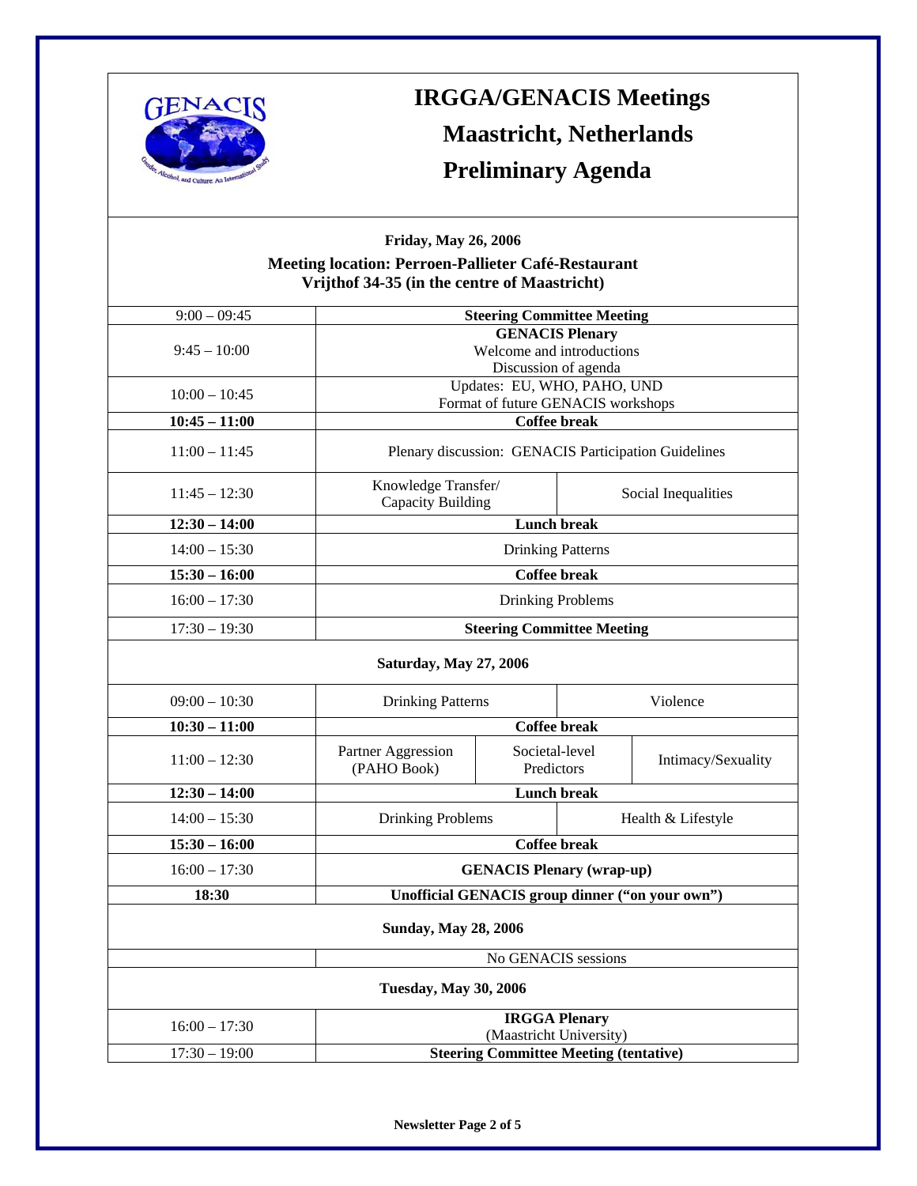# IRGGA/GENACIS Meetings

# Maastricht, Netherlands

# Preliminary Agenda

**Friday, May 26, 2006**

**Meeting location: Perroen-Pallieter Café-Restaurant**
**Vrijthof 34-35 (in the centre of Maastricht)**

| Time | Session | | |
|---|---|---|---|
| 9:00 – 09:45 | **Steering Committee Meeting** | | |
| 9:45 – 10:00 | **GENACIS Plenary** Welcome and introductions Discussion of agenda | | |
| 10:00 – 10:45 | Updates: EU, WHO, PAHO, UND Format of future GENACIS workshops | | |
| **10:45 – 11:00** | **Coffee break** | | |
| 11:00 – 11:45 | Plenary discussion: GENACIS Participation Guidelines | | |
| 11:45 – 12:30 | Knowledge Transfer/ Capacity Building | Social Inequalities | |
| **12:30 – 14:00** | **Lunch break** | | |
| 14:00 – 15:30 | Drinking Patterns | | |
| **15:30 – 16:00** | **Coffee break** | | |
| 16:00 – 17:30 | Drinking Problems | | |
| 17:30 – 19:30 | **Steering Committee Meeting** | | |

**Saturday, May 27, 2006**

| Time | Session | | |
|---|---|---|---|
| 09:00 – 10:30 | Drinking Patterns | Violence | |
| **10:30 – 11:00** | **Coffee break** | | |
| 11:00 – 12:30 | Partner Aggression (PAHO Book) | Societal-level Predictors | Intimacy/Sexuality |
| **12:30 – 14:00** | **Lunch break** | | |
| 14:00 – 15:30 | Drinking Problems | Health & Lifestyle | |
| **15:30 – 16:00** | **Coffee break** | | |
| 16:00 – 17:30 | **GENACIS Plenary (wrap-up)** | | |
| **18:30** | **Unofficial GENACIS group dinner (“on your own”)** | | |

**Sunday, May 28, 2006**

| Time | Session |
|---|---|
| | No GENACIS sessions |

**Tuesday, May 30, 2006**

| Time | Session |
|---|---|
| 16:00 – 17:30 | **IRGGA Plenary** (Maastricht University) |
| 17:30 – 19:00 | **Steering Committee Meeting (tentative)** |

**Newsletter Page 2 of 5**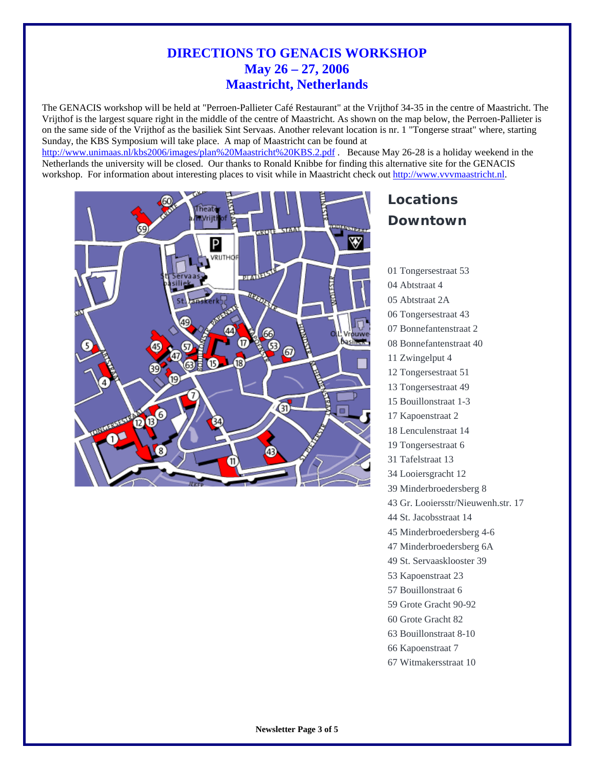# DIRECTIONS TO GENACIS WORKSHOP
# May 26 – 27, 2006
# Maastricht, Netherlands

The GENACIS workshop will be held at "Perroen-Pallieter Café Restaurant" at the Vrijthof 34-35 in the centre of Maastricht. The Vrijthof is the largest square right in the middle of the centre of Maastricht. As shown on the map below, the Perroen-Pallieter is on the same side of the Vrijthof as the basiliek Sint Servaas. Another relevant location is nr. 1 "Tongerse straat" where, starting Sunday, the KBS Symposium will take place. A map of Maastricht can be found at http://www.unimaas.nl/kbs2006/images/plan%20Maastricht%20KBS.2.pdf . Because May 26-28 is a holiday weekend in the Netherlands the university will be closed. Our thanks to Ronald Knibbe for finding this alternative site for the GENACIS workshop. For information about interesting places to visit while in Maastricht check out http://www.vvvmaastricht.nl.

## Locations Downtown

01 Tongersestraat 53
04 Abtstraat 4
05 Abtstraat 2A
06 Tongersestraat 43
07 Bonnefantenstraat 2
08 Bonnefantenstraat 40
11 Zwingelput 4
12 Tongersestraat 51
13 Tongersestraat 49
15 Bouillonstraat 1-3
17 Kapoenstraat 2
18 Lenculenstraat 14
19 Tongersestraat 6
31 Tafelstraat 13
34 Looiersgracht 12
39 Minderbroedersberg 8
43 Gr. Looiersstr/Nieuwenh.str. 17
44 St. Jacobsstraat 14
45 Minderbroedersberg 4-6
47 Minderbroedersberg 6A
49 St. Servaasklooster 39
53 Kapoenstraat 23
57 Bouillonstraat 6
59 Grote Gracht 90-92
60 Grote Gracht 82
63 Bouillonstraat 8-10
66 Kapoenstraat 7
67 Witmakersstraat 10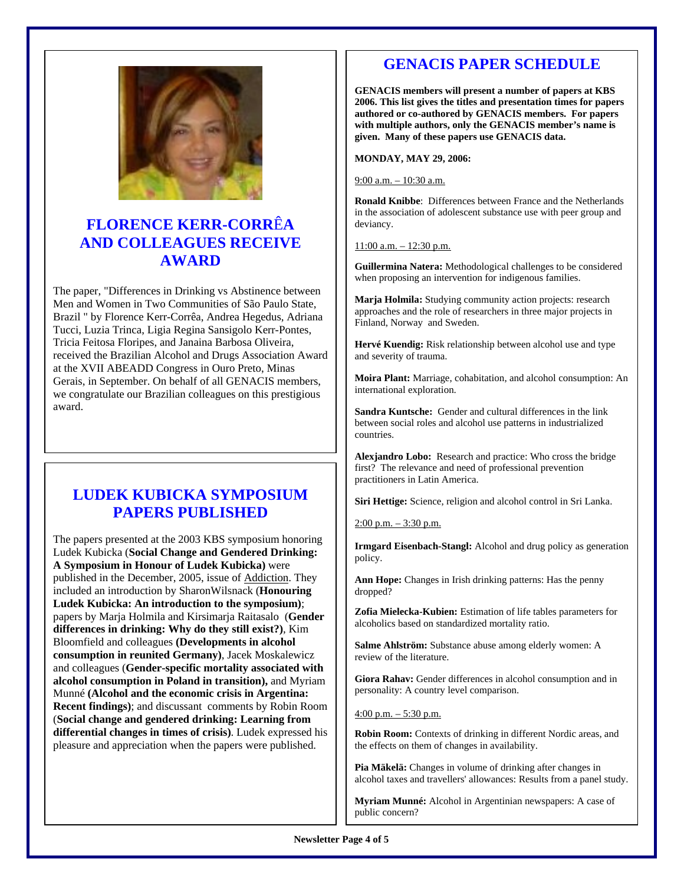## FLORENCE KERR-CORRÊA AND COLLEAGUES RECEIVE AWARD

The paper, "Differences in Drinking vs Abstinence between Men and Women in Two Communities of São Paulo State, Brazil " by Florence Kerr-Corrêa, Andrea Hegedus, Adriana Tucci, Luzia Trinca, Ligia Regina Sansigolo Kerr-Pontes, Tricia Feitosa Floripes, and Janaina Barbosa Oliveira, received the Brazilian Alcohol and Drugs Association Award at the XVII ABEADD Congress in Ouro Preto, Minas Gerais, in September. On behalf of all GENACIS members, we congratulate our Brazilian colleagues on this prestigious award.

## LUDEK KUBICKA SYMPOSIUM PAPERS PUBLISHED

The papers presented at the 2003 KBS symposium honoring Ludek Kubicka (**Social Change and Gendered Drinking: A Symposium in Honour of Ludek Kubicka)** were published in the December, 2005, issue of Addiction. They included an introduction by SharonWilsnack (**Honouring Ludek Kubicka: An introduction to the symposium)**; papers by Marja Holmila and Kirsimarja Raitasalo (**Gender differences in drinking: Why do they still exist?)**, Kim Bloomfield and colleagues **(Developments in alcohol consumption in reunited Germany)**, Jacek Moskalewicz and colleagues (**Gender-specific mortality associated with alcohol consumption in Poland in transition),** and Myriam Munné **(Alcohol and the economic crisis in Argentina: Recent findings)**; and discussant comments by Robin Room (**Social change and gendered drinking: Learning from differential changes in times of crisis)**. Ludek expressed his pleasure and appreciation when the papers were published.

## GENACIS PAPER SCHEDULE

**GENACIS members will present a number of papers at KBS 2006. This list gives the titles and presentation times for papers authored or co-authored by GENACIS members. For papers with multiple authors, only the GENACIS member's name is given. Many of these papers use GENACIS data.**

**MONDAY, MAY 29, 2006:**

9:00 a.m. – 10:30 a.m.

**Ronald Knibbe**: Differences between France and the Netherlands in the association of adolescent substance use with peer group and deviancy.

11:00 a.m. – 12:30 p.m.

**Guillermina Natera:** Methodological challenges to be considered when proposing an intervention for indigenous families.

**Marja Holmila:** Studying community action projects: research approaches and the role of researchers in three major projects in Finland, Norway and Sweden.

**Hervé Kuendig:** Risk relationship between alcohol use and type and severity of trauma.

**Moira Plant:** Marriage, cohabitation, and alcohol consumption: An international exploration.

**Sandra Kuntsche:** Gender and cultural differences in the link between social roles and alcohol use patterns in industrialized countries.

**Alexjandro Lobo:** Research and practice: Who cross the bridge first? The relevance and need of professional prevention practitioners in Latin America.

**Siri Hettige:** Science, religion and alcohol control in Sri Lanka.

2:00 p.m. – 3:30 p.m.

**Irmgard Eisenbach-Stangl:** Alcohol and drug policy as generation policy.

**Ann Hope:** Changes in Irish drinking patterns: Has the penny dropped?

**Zofia Mielecka-Kubien:** Estimation of life tables parameters for alcoholics based on standardized mortality ratio.

**Salme Ahlström:** Substance abuse among elderly women: A review of the literature.

**Giora Rahav:** Gender differences in alcohol consumption and in personality: A country level comparison.

4:00 p.m. – 5:30 p.m.

**Robin Room:** Contexts of drinking in different Nordic areas, and the effects on them of changes in availability.

**Pia Mäkelä:** Changes in volume of drinking after changes in alcohol taxes and travellers' allowances: Results from a panel study.

**Myriam Munné:** Alcohol in Argentinian newspapers: A case of public concern?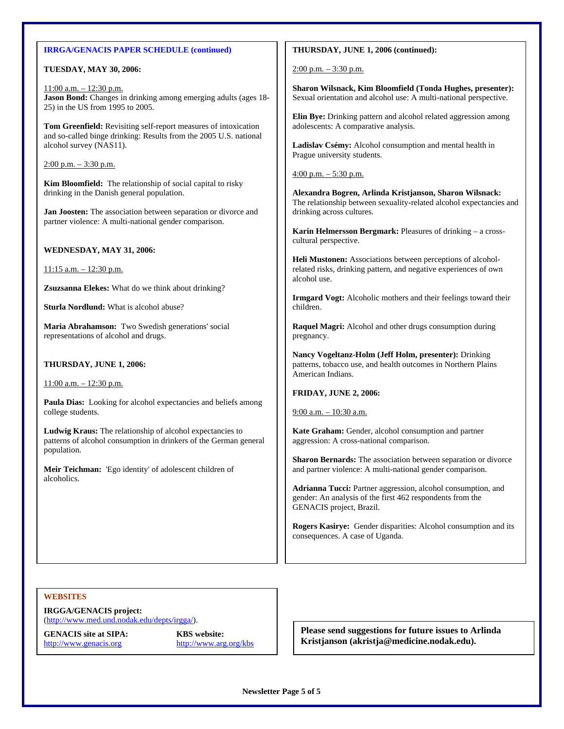## IRRGA/GENACIS PAPER SCHEDULE (continued)

**TUESDAY, MAY 30, 2006:**

11:00 a.m. – 12:30 p.m.

**Jason Bond:** Changes in drinking among emerging adults (ages 18-25) in the US from 1995 to 2005.

**Tom Greenfield:** Revisiting self-report measures of intoxication and so-called binge drinking: Results from the 2005 U.S. national alcohol survey (NAS11).

2:00 p.m. – 3:30 p.m.

**Kim Bloomfield:** The relationship of social capital to risky drinking in the Danish general population.

**Jan Joosten:** The association between separation or divorce and partner violence: A multi-national gender comparison.

**WEDNESDAY, MAY 31, 2006:**

11:15 a.m. – 12:30 p.m.

**Zsuzsanna Elekes:** What do we think about drinking?

**Sturla Nordlund:** What is alcohol abuse?

**Maria Abrahamson:** Two Swedish generations' social representations of alcohol and drugs.

**THURSDAY, JUNE 1, 2006:**

11:00 a.m. – 12:30 p.m.

**Paula Dias:** Looking for alcohol expectancies and beliefs among college students.

**Ludwig Kraus:** The relationship of alcohol expectancies to patterns of alcohol consumption in drinkers of the German general population.

**Meir Teichman:** 'Ego identity' of adolescent children of alcoholics.

**THURSDAY, JUNE 1, 2006 (continued):**

2:00 p.m. – 3:30 p.m.

**Sharon Wilsnack, Kim Bloomfield (Tonda Hughes, presenter):** Sexual orientation and alcohol use: A multi-national perspective.

**Elin Bye:** Drinking pattern and alcohol related aggression among adolescents: A comparative analysis.

**Ladislav Csémy:** Alcohol consumption and mental health in Prague university students.

4:00 p.m. – 5:30 p.m.

**Alexandra Bogren, Arlinda Kristjanson, Sharon Wilsnack:** The relationship between sexuality-related alcohol expectancies and drinking across cultures.

**Karin Helmersson Bergmark:** Pleasures of drinking – a cross-cultural perspective.

**Heli Mustonen:** Associations between perceptions of alcohol-related risks, drinking pattern, and negative experiences of own alcohol use.

**Irmgard Vogt:** Alcoholic mothers and their feelings toward their children.

**Raquel Magri:** Alcohol and other drugs consumption during pregnancy.

**Nancy Vogeltanz-Holm (Jeff Holm, presenter):** Drinking patterns, tobacco use, and health outcomes in Northern Plains American Indians.

**FRIDAY, JUNE 2, 2006:**

9:00 a.m. – 10:30 a.m.

**Kate Graham:** Gender, alcohol consumption and partner aggression: A cross-national comparison.

**Sharon Bernards:** The association between separation or divorce and partner violence: A multi-national gender comparison.

**Adrianna Tucci:** Partner aggression, alcohol consumption, and gender: An analysis of the first 462 respondents from the GENACIS project, Brazil.

**Rogers Kasirye:** Gender disparities: Alcohol consumption and its consequences. A case of Uganda.

## WEBSITES

**IRGGA/GENACIS project:**
(http://www.med.und.nodak.edu/depts/irgga/).

**GENACIS site at SIPA:**
http://www.genacis.org

**KBS website:**
http://www.arg.org/kbs

**Please send suggestions for future issues to Arlinda Kristjanson (akristja@medicine.nodak.edu).**